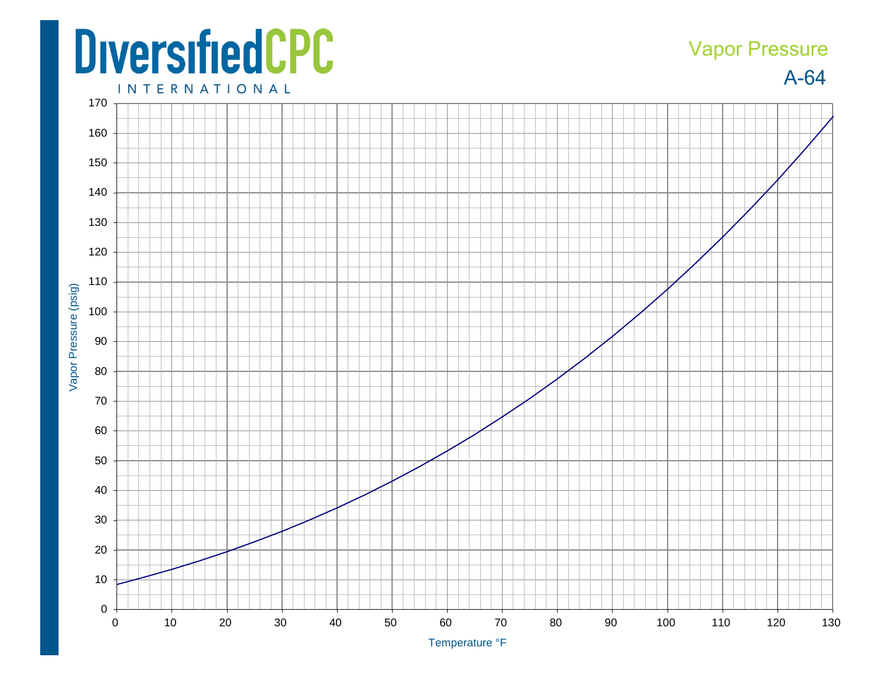DiversifiedCPC INTERNATIONAL

# Vapor Pressure

## A-64

Vapor Pressure (psig)

Temperature °F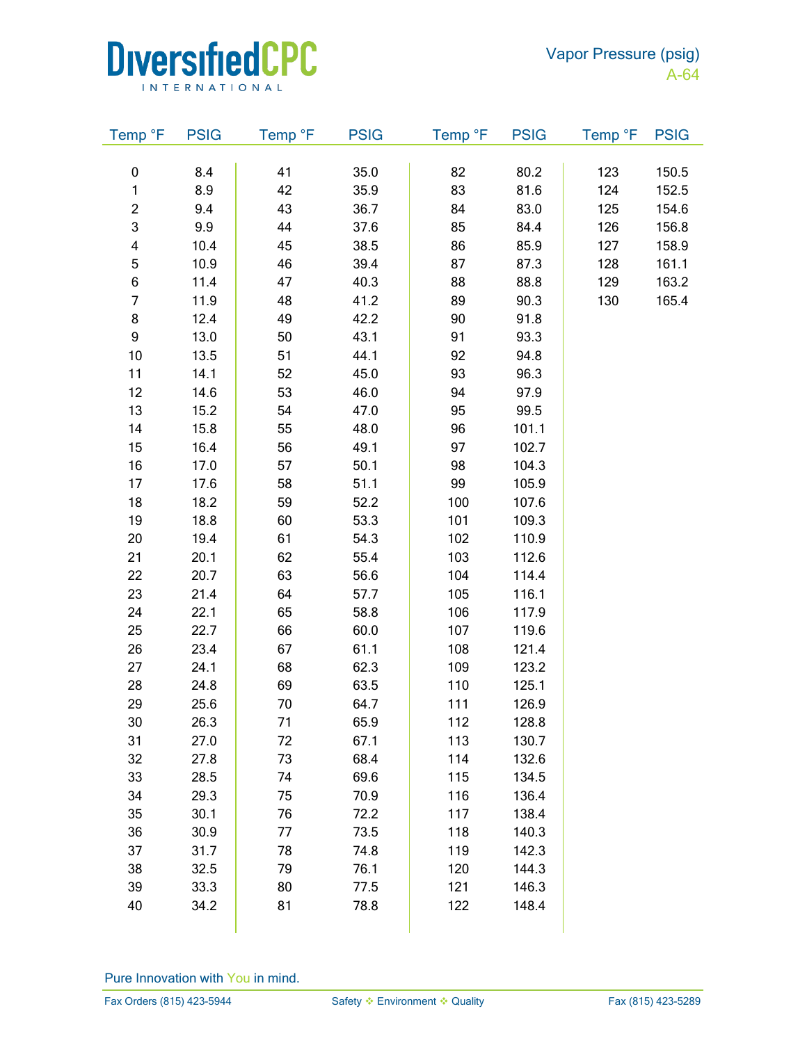DiversifiedCPC INTERNATIONAL

Vapor Pressure (psig)
A-64

| Temp °F | PSIG | Temp °F | PSIG | Temp °F | PSIG | Temp °F | PSIG |
|---|---|---|---|---|---|---|---|
| 0 | 8.4 | 41 | 35.0 | 82 | 80.2 | 123 | 150.5 |
| 1 | 8.9 | 42 | 35.9 | 83 | 81.6 | 124 | 152.5 |
| 2 | 9.4 | 43 | 36.7 | 84 | 83.0 | 125 | 154.6 |
| 3 | 9.9 | 44 | 37.6 | 85 | 84.4 | 126 | 156.8 |
| 4 | 10.4 | 45 | 38.5 | 86 | 85.9 | 127 | 158.9 |
| 5 | 10.9 | 46 | 39.4 | 87 | 87.3 | 128 | 161.1 |
| 6 | 11.4 | 47 | 40.3 | 88 | 88.8 | 129 | 163.2 |
| 7 | 11.9 | 48 | 41.2 | 89 | 90.3 | 130 | 165.4 |
| 8 | 12.4 | 49 | 42.2 | 90 | 91.8 | | |
| 9 | 13.0 | 50 | 43.1 | 91 | 93.3 | | |
| 10 | 13.5 | 51 | 44.1 | 92 | 94.8 | | |
| 11 | 14.1 | 52 | 45.0 | 93 | 96.3 | | |
| 12 | 14.6 | 53 | 46.0 | 94 | 97.9 | | |
| 13 | 15.2 | 54 | 47.0 | 95 | 99.5 | | |
| 14 | 15.8 | 55 | 48.0 | 96 | 101.1 | | |
| 15 | 16.4 | 56 | 49.1 | 97 | 102.7 | | |
| 16 | 17.0 | 57 | 50.1 | 98 | 104.3 | | |
| 17 | 17.6 | 58 | 51.1 | 99 | 105.9 | | |
| 18 | 18.2 | 59 | 52.2 | 100 | 107.6 | | |
| 19 | 18.8 | 60 | 53.3 | 101 | 109.3 | | |
| 20 | 19.4 | 61 | 54.3 | 102 | 110.9 | | |
| 21 | 20.1 | 62 | 55.4 | 103 | 112.6 | | |
| 22 | 20.7 | 63 | 56.6 | 104 | 114.4 | | |
| 23 | 21.4 | 64 | 57.7 | 105 | 116.1 | | |
| 24 | 22.1 | 65 | 58.8 | 106 | 117.9 | | |
| 25 | 22.7 | 66 | 60.0 | 107 | 119.6 | | |
| 26 | 23.4 | 67 | 61.1 | 108 | 121.4 | | |
| 27 | 24.1 | 68 | 62.3 | 109 | 123.2 | | |
| 28 | 24.8 | 69 | 63.5 | 110 | 125.1 | | |
| 29 | 25.6 | 70 | 64.7 | 111 | 126.9 | | |
| 30 | 26.3 | 71 | 65.9 | 112 | 128.8 | | |
| 31 | 27.0 | 72 | 67.1 | 113 | 130.7 | | |
| 32 | 27.8 | 73 | 68.4 | 114 | 132.6 | | |
| 33 | 28.5 | 74 | 69.6 | 115 | 134.5 | | |
| 34 | 29.3 | 75 | 70.9 | 116 | 136.4 | | |
| 35 | 30.1 | 76 | 72.2 | 117 | 138.4 | | |
| 36 | 30.9 | 77 | 73.5 | 118 | 140.3 | | |
| 37 | 31.7 | 78 | 74.8 | 119 | 142.3 | | |
| 38 | 32.5 | 79 | 76.1 | 120 | 144.3 | | |
| 39 | 33.3 | 80 | 77.5 | 121 | 146.3 | | |
| 40 | 34.2 | 81 | 78.8 | 122 | 148.4 | | |

Pure Innovation with You in mind.

Fax Orders (815) 423-5944 | Safety ❖ Environment ❖ Quality | Fax (815) 423-5289